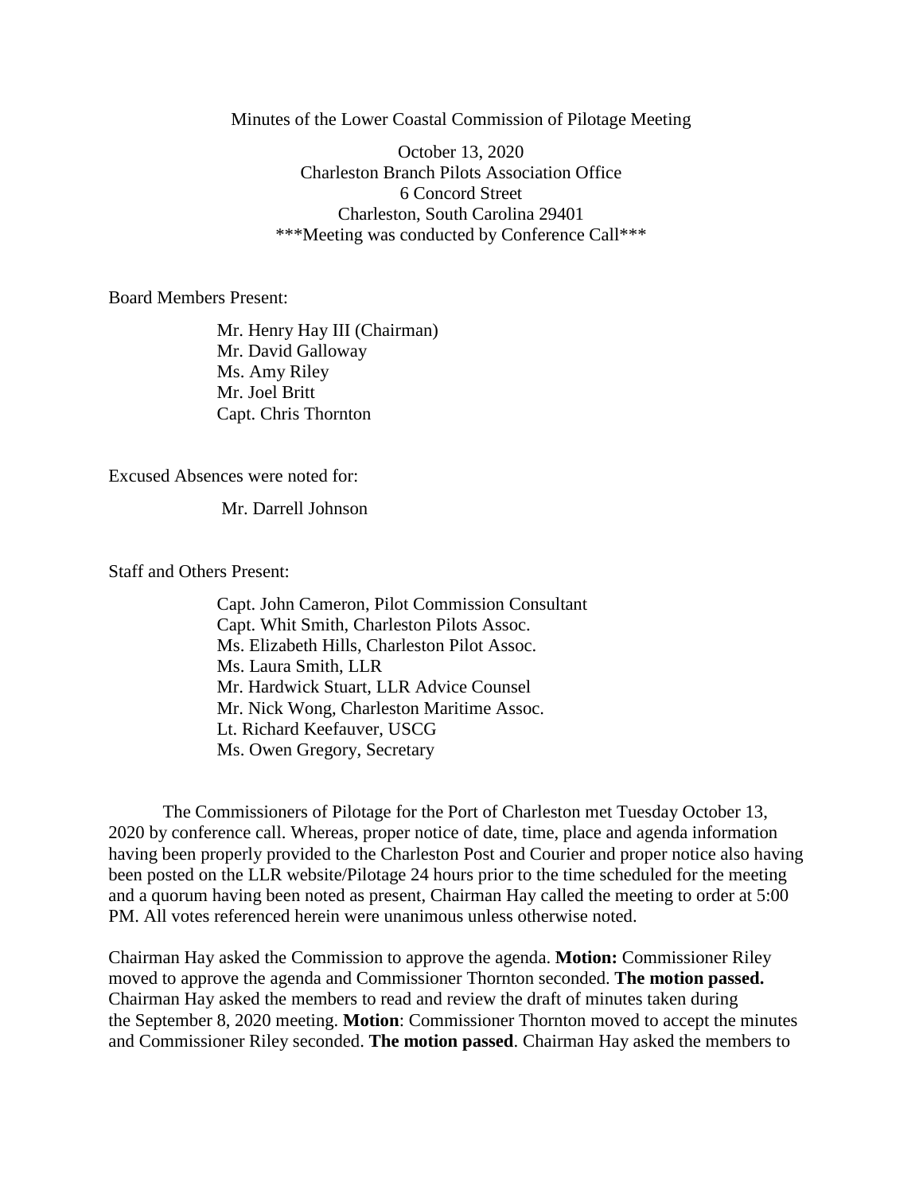Minutes of the Lower Coastal Commission of Pilotage Meeting

October 13, 2020
Charleston Branch Pilots Association Office
6 Concord Street
Charleston, South Carolina 29401
***Meeting was conducted by Conference Call***

Board Members Present:

Mr. Henry Hay III (Chairman)
Mr. David Galloway
Ms. Amy Riley
Mr. Joel Britt
Capt. Chris Thornton

Excused Absences were noted for:

Mr. Darrell Johnson

Staff and Others Present:

Capt. John Cameron, Pilot Commission Consultant
Capt. Whit Smith, Charleston Pilots Assoc.
Ms. Elizabeth Hills, Charleston Pilot Assoc.
Ms. Laura Smith, LLR
Mr. Hardwick Stuart, LLR Advice Counsel
Mr. Nick Wong, Charleston Maritime Assoc.
Lt. Richard Keefauver, USCG
Ms. Owen Gregory, Secretary

The Commissioners of Pilotage for the Port of Charleston met Tuesday October 13, 2020 by conference call. Whereas, proper notice of date, time, place and agenda information having been properly provided to the Charleston Post and Courier and proper notice also having been posted on the LLR website/Pilotage 24 hours prior to the time scheduled for the meeting and a quorum having been noted as present, Chairman Hay called the meeting to order at 5:00 PM. All votes referenced herein were unanimous unless otherwise noted.

Chairman Hay asked the Commission to approve the agenda. **Motion:** Commissioner Riley moved to approve the agenda and Commissioner Thornton seconded. **The motion passed.** Chairman Hay asked the members to read and review the draft of minutes taken during the September 8, 2020 meeting. **Motion**: Commissioner Thornton moved to accept the minutes and Commissioner Riley seconded. **The motion passed**. Chairman Hay asked the members to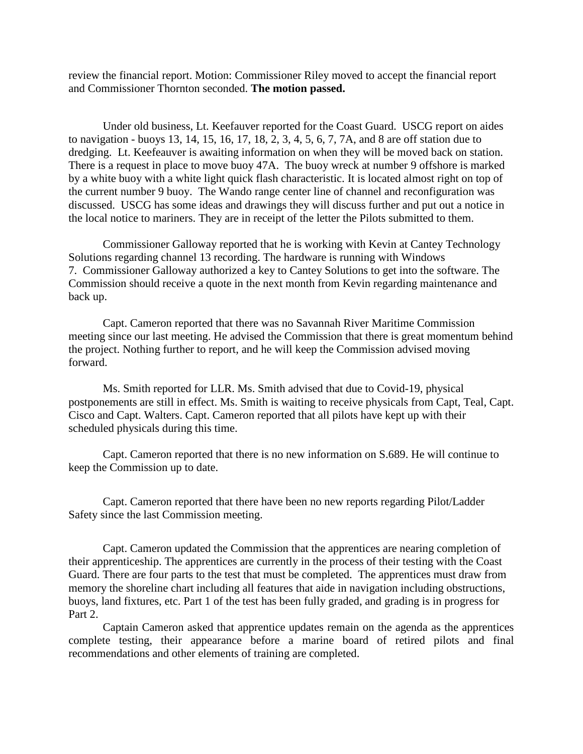review the financial report. Motion: Commissioner Riley moved to accept the financial report and Commissioner Thornton seconded. **The motion passed.**

Under old business, Lt. Keefeauver reported for the Coast Guard. USCG report on aides to navigation - buoys 13, 14, 15, 16, 17, 18, 2, 3, 4, 5, 6, 7, 7A, and 8 are off station due to dredging. Lt. Keefeauver is awaiting information on when they will be moved back on station. There is a request in place to move buoy 47A. The buoy wreck at number 9 offshore is marked by a white buoy with a white light quick flash characteristic. It is located almost right on top of the current number 9 buoy. The Wando range center line of channel and reconfiguration was discussed. USCG has some ideas and drawings they will discuss further and put out a notice in the local notice to mariners. They are in receipt of the letter the Pilots submitted to them.

Commissioner Galloway reported that he is working with Kevin at Cantey Technology Solutions regarding channel 13 recording. The hardware is running with Windows 7. Commissioner Galloway authorized a key to Cantey Solutions to get into the software. The Commission should receive a quote in the next month from Kevin regarding maintenance and back up.

Capt. Cameron reported that there was no Savannah River Maritime Commission meeting since our last meeting. He advised the Commission that there is great momentum behind the project. Nothing further to report, and he will keep the Commission advised moving forward.

Ms. Smith reported for LLR. Ms. Smith advised that due to Covid-19, physical postponements are still in effect. Ms. Smith is waiting to receive physicals from Capt, Teal, Capt. Cisco and Capt. Walters. Capt. Cameron reported that all pilots have kept up with their scheduled physicals during this time.

Capt. Cameron reported that there is no new information on S.689. He will continue to keep the Commission up to date.

Capt. Cameron reported that there have been no new reports regarding Pilot/Ladder Safety since the last Commission meeting.

Capt. Cameron updated the Commission that the apprentices are nearing completion of their apprenticeship. The apprentices are currently in the process of their testing with the Coast Guard. There are four parts to the test that must be completed. The apprentices must draw from memory the shoreline chart including all features that aide in navigation including obstructions, buoys, land fixtures, etc. Part 1 of the test has been fully graded, and grading is in progress for Part 2.

Captain Cameron asked that apprentice updates remain on the agenda as the apprentices complete testing, their appearance before a marine board of retired pilots and final recommendations and other elements of training are completed.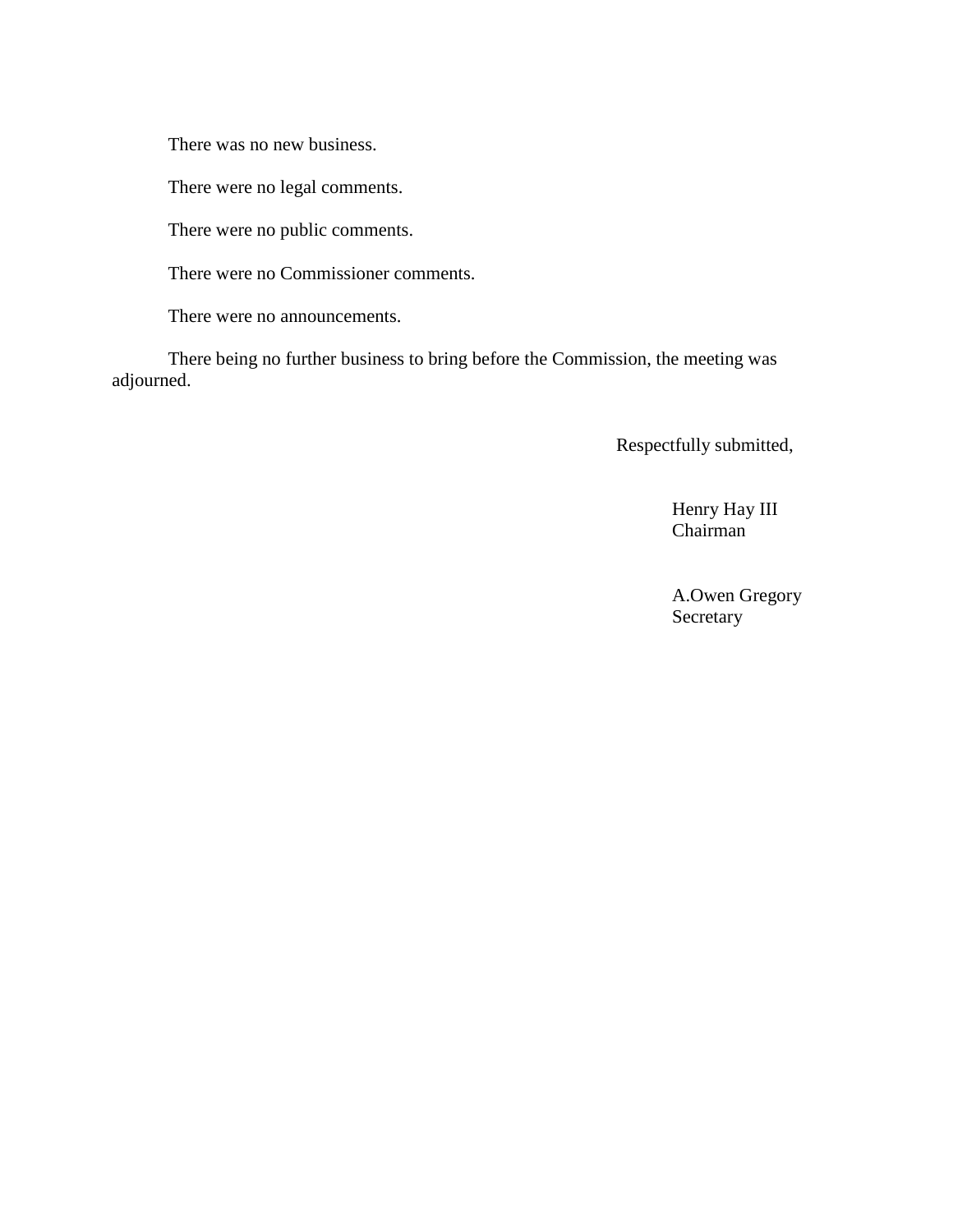There was no new business.

There were no legal comments.

There were no public comments.

There were no Commissioner comments.

There were no announcements.

There being no further business to bring before the Commission, the meeting was adjourned.

Respectfully submitted,

Henry Hay III  
Chairman

A.Owen Gregory  
Secretary